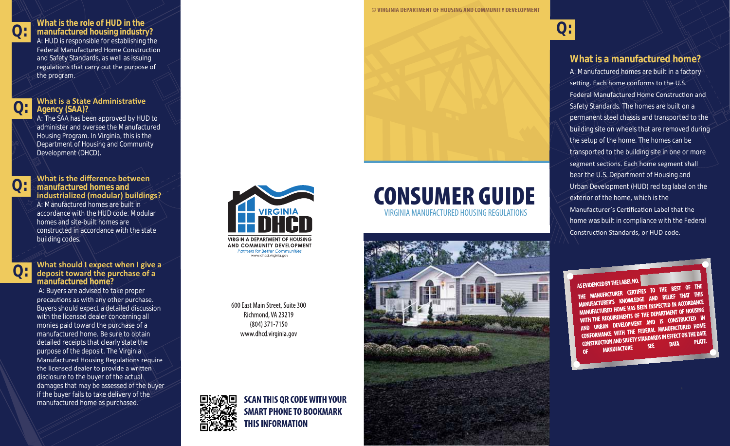**Q:**

### What is the role of HUD in the manufactured housing industry?

A: HUD is responsible for establishing the Federal Manufactured Home Construction and Safety Standards, as well as issuing regulations that carry out the purpose of the program.

**Q:**

### What is a State Administrative Agency (SAA)?

A: The SAA has been approved by HUD to administer and oversee the Manufactured Housing Program. In Virginia, this is the Department of Housing and Community Development (DHCD).

**Q:**

### What is the difference between manufactured homes and industrialized (modular) buildings?

A: Manufactured homes are built in accordance with the HUD code. Modular homes and site-built homes are constructed in accordance with the state building codes.

**Q:**

### What should I expect when I give a deposit toward the purchase of a manufactured home?

A: Buyers are advised to take proper precautions as with any other purchase. Buyers should expect a detailed discussion with the licensed dealer concerning all monies paid toward the purchase of a manufactured home. Be sure to obtain detailed receipts that clearly state the purpose of the deposit. The Virginia Manufactured Housing Regulations require the licensed dealer to provide a written disclosure to the buyer of the actual damages that may be assessed of the buyer if the buyer fails to take delivery of the manufactured home as purchased.

VIRGINIA DHCD
VIRGINIA DEPARTMENT OF HOUSING AND COMMUNITY DEVELOPMENT
*Partners for Better Communities*
www.dhcd.virginia.gov

600 East Main Street, Suite 300
Richmond, VA 23219
(804) 371-7150
www.dhcd.virginia.gov

**SCAN THIS QR CODE WITH YOUR SMART PHONE TO BOOKMARK THIS INFORMATION**

© VIRGINIA DEPARTMENT OF HOUSING AND COMMUNITY DEVELOPMENT

# CONSUMER GUIDE

VIRGINIA MANUFACTURED HOUSING REGULATIONS

**Q:**

### What is a manufactured home?

A: Manufactured homes are built in a factory setting. Each home conforms to the U.S. Federal Manufactured Home Construction and Safety Standards. The homes are built on a permanent steel chassis and transported to the building site on wheels that are removed during the setup of the home. The homes can be transported to the building site in one or more segment sections. Each home segment shall bear the U.S. Department of Housing and Urban Development (HUD) red tag label on the exterior of the home, which is the Manufacturer's Certification Label that the home was built in compliance with the Federal Construction Standards, or HUD code.

AS EVIDENCED BY THE LABEL NO. THE MANUFACTURER CERTIFIES TO THE BEST OF THE MANUFACTURER'S KNOWLEDGE AND BELIEF THAT THIS MANUFACTURED HOME HAS BEEN INSPECTED IN ACCORDANCE WITH THE REQUIREMENTS OF THE DEPARTMENT OF HOUSING AND URBAN DEVELOPMENT AND IS CONSTRUCTED IN CONFORMANCE WITH THE FEDERAL MANUFACTURED HOME CONSTRUCTION AND SAFETY STANDARDS IN EFFECT ON THE DATE OF MANUFACTURE SEE DATA PLATE.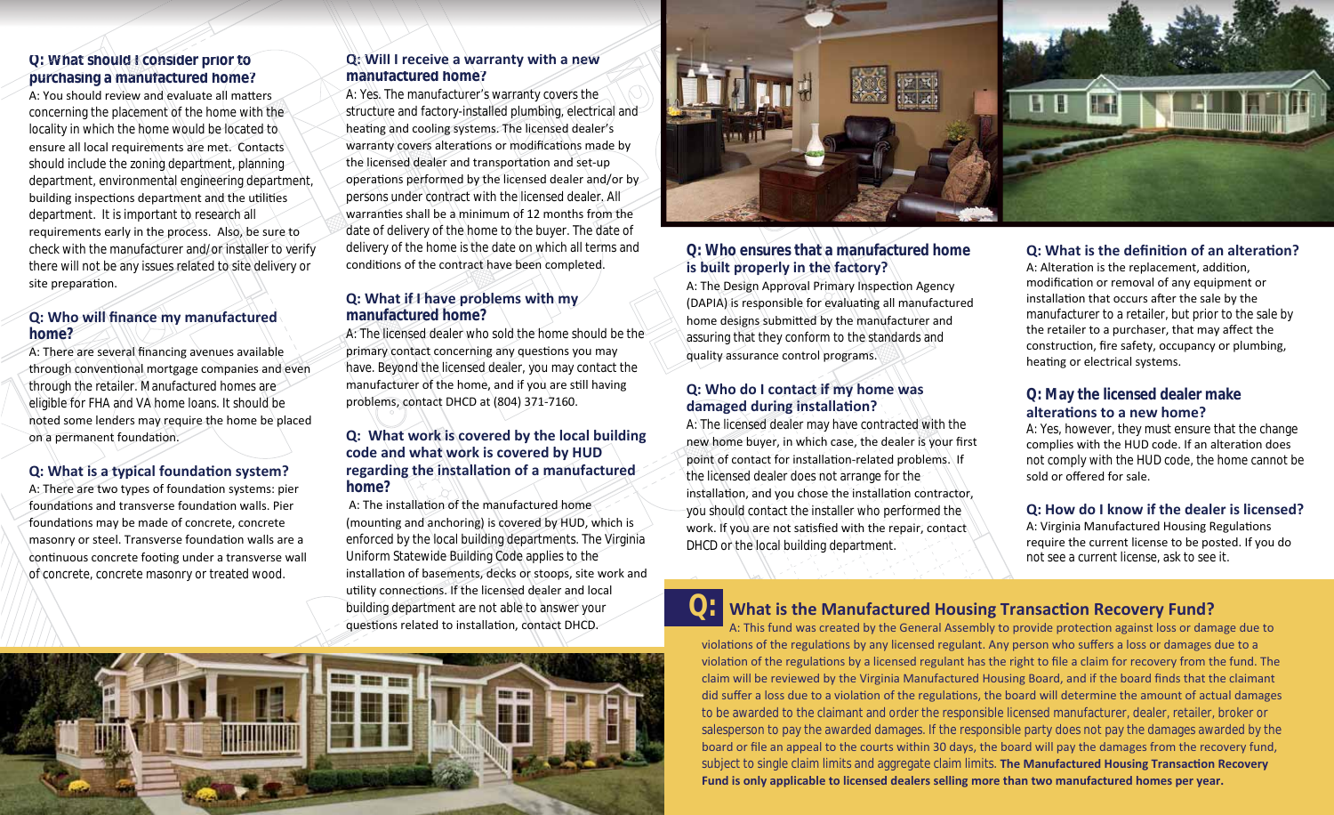## Q: What should I consider prior to purchasing a manufactured home?

A: You should review and evaluate all matters concerning the placement of the home with the locality in which the home would be located to ensure all local requirements are met. Contacts should include the zoning department, planning department, environmental engineering department, building inspections department and the utilities department. It is important to research all requirements early in the process. Also, be sure to check with the manufacturer and/or installer to verify there will not be any issues related to site delivery or site preparation.

## Q: Who will finance my manufactured home?

A: There are several financing avenues available through conventional mortgage companies and even through the retailer. Manufactured homes are eligible for FHA and VA home loans. It should be noted some lenders may require the home be placed on a permanent foundation.

## Q: What is a typical foundation system?

A: There are two types of foundation systems: pier foundations and transverse foundation walls. Pier foundations may be made of concrete, concrete masonry or steel. Transverse foundation walls are a continuous concrete footing under a transverse wall of concrete, concrete masonry or treated wood.

## Q: Will I receive a warranty with a new manufactured home?

A: Yes. The manufacturer's warranty covers the structure and factory-installed plumbing, electrical and heating and cooling systems. The licensed dealer's warranty covers alterations or modifications made by the licensed dealer and transportation and set-up operations performed by the licensed dealer and/or by persons under contract with the licensed dealer. All warranties shall be a minimum of 12 months from the date of delivery of the home to the buyer. The date of delivery of the home is the date on which all terms and conditions of the contract have been completed.

## Q: What if I have problems with my manufactured home?

A: The licensed dealer who sold the home should be the primary contact concerning any questions you may have. Beyond the licensed dealer, you may contact the manufacturer of the home, and if you are still having problems, contact DHCD at (804) 371-7160.

## Q: What work is covered by the local building code and what work is covered by HUD regarding the installation of a manufactured home?

A: The installation of the manufactured home (mounting and anchoring) is covered by HUD, which is enforced by the local building departments. The Virginia Uniform Statewide Building Code applies to the installation of basements, decks or stoops, site work and utility connections. If the licensed dealer and local building department are not able to answer your questions related to installation, contact DHCD.

## Q: Who ensures that a manufactured home is built properly in the factory?

A: The Design Approval Primary Inspection Agency (DAPIA) is responsible for evaluating all manufactured home designs submitted by the manufacturer and assuring that they conform to the standards and quality assurance control programs.

## Q: Who do I contact if my home was damaged during installation?

A: The licensed dealer may have contracted with the new home buyer, in which case, the dealer is your first point of contact for installation-related problems. If the licensed dealer does not arrange for the installation, and you chose the installation contractor, you should contact the installer who performed the work. If you are not satisfied with the repair, contact DHCD or the local building department.

## Q: What is the definition of an alteration?

A: Alteration is the replacement, addition, modification or removal of any equipment or installation that occurs after the sale by the manufacturer to a retailer, but prior to the sale by the retailer to a purchaser, that may affect the construction, fire safety, occupancy or plumbing, heating or electrical systems.

## Q: May the licensed dealer make alterations to a new home?

A: Yes, however, they must ensure that the change complies with the HUD code. If an alteration does not comply with the HUD code, the home cannot be sold or offered for sale.

## Q: How do I know if the dealer is licensed?

A: Virginia Manufactured Housing Regulations require the current license to be posted. If you do not see a current license, ask to see it.

## Q: What is the Manufactured Housing Transaction Recovery Fund?

A: This fund was created by the General Assembly to provide protection against loss or damage due to violations of the regulations by any licensed regulant. Any person who suffers a loss or damages due to a violation of the regulations by a licensed regulant has the right to file a claim for recovery from the fund. The claim will be reviewed by the Virginia Manufactured Housing Board, and if the board finds that the claimant did suffer a loss due to a violation of the regulations, the board will determine the amount of actual damages to be awarded to the claimant and order the responsible licensed manufacturer, dealer, retailer, broker or salesperson to pay the awarded damages. If the responsible party does not pay the damages awarded by the board or file an appeal to the courts within 30 days, the board will pay the damages from the recovery fund, subject to single claim limits and aggregate claim limits. **The Manufactured Housing Transaction Recovery Fund is only applicable to licensed dealers selling more than two manufactured homes per year.**